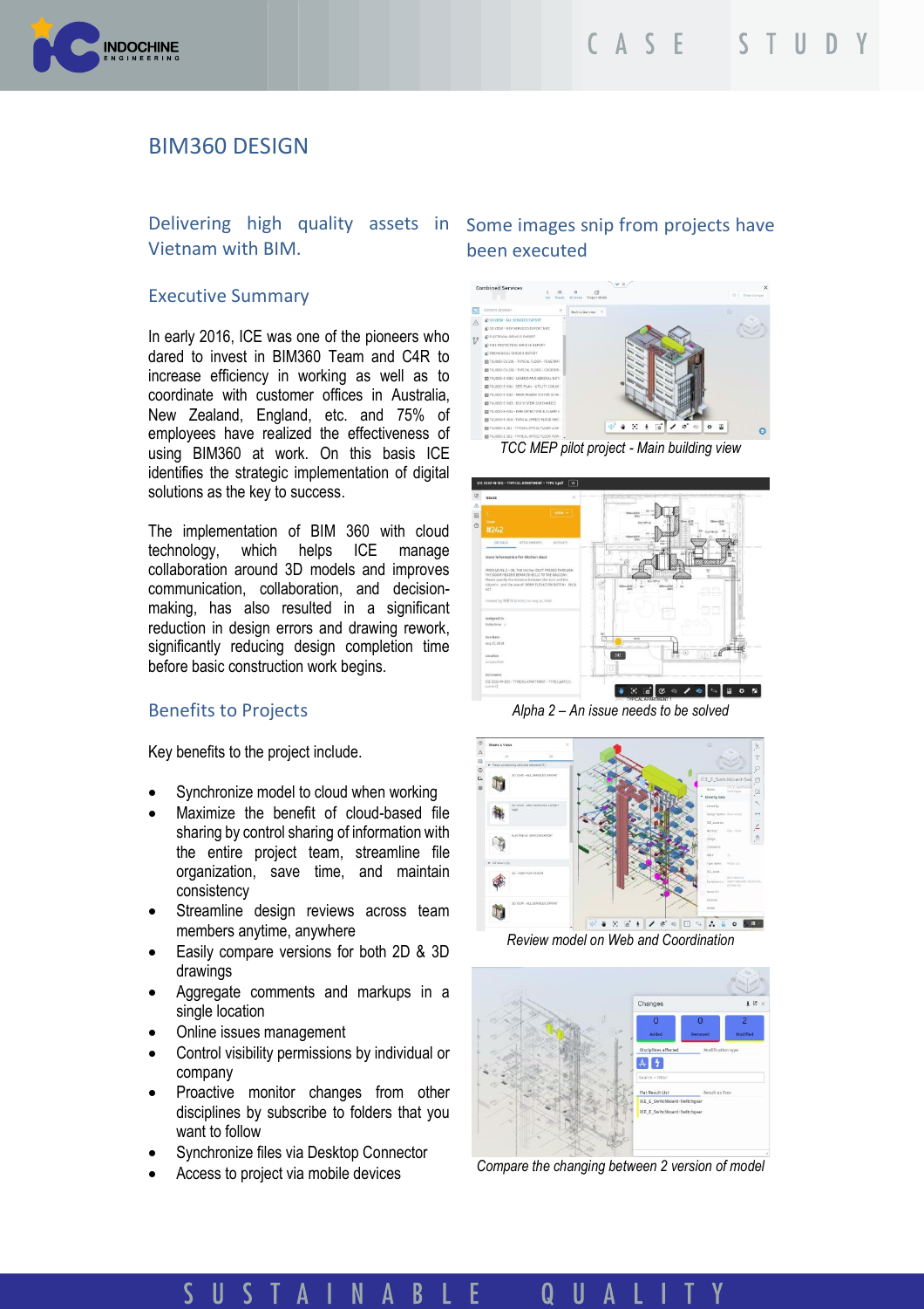# BIM360 DESIGN

## Delivering high quality assets in Vietnam with BIM.

### Executive Summary

In early 2016, ICE was one of the pioneers who dared to invest in BIM360 Team and C4R to increase efficiency in working as well as to coordinate with customer offices in Australia, New Zealand, England, etc. and 75% of employees have realized the effectiveness of using BIM360 at work. On this basis ICE identifies the strategic implementation of digital solutions as the key to success.

The implementation of BIM 360 with cloud technology, which helps ICE manage collaboration around 3D models and improves communication, collaboration, and decision-making, has also resulted in a significant reduction in design errors and drawing rework, significantly reducing design completion time before basic construction work begins.

### Benefits to Projects

Key benefits to the project include.

- Synchronize model to cloud when working
- Maximize the benefit of cloud-based file sharing by control sharing of information with the entire project team, streamline file organization, save time, and maintain consistency
- Streamline design reviews across team members anytime, anywhere
- Easily compare versions for both 2D & 3D drawings
- Aggregate comments and markups in a single location
- Online issues management
- Control visibility permissions by individual or company
- Proactive monitor changes from other disciplines by subscribe to folders that you want to follow
- Synchronize files via Desktop Connector
- Access to project via mobile devices

## Some images snip from projects have been executed

*TCC MEP pilot project - Main building view*

*Alpha 2 – An issue needs to be solved*

*Review model on Web and Coordination*

*Compare the changing between 2 version of model*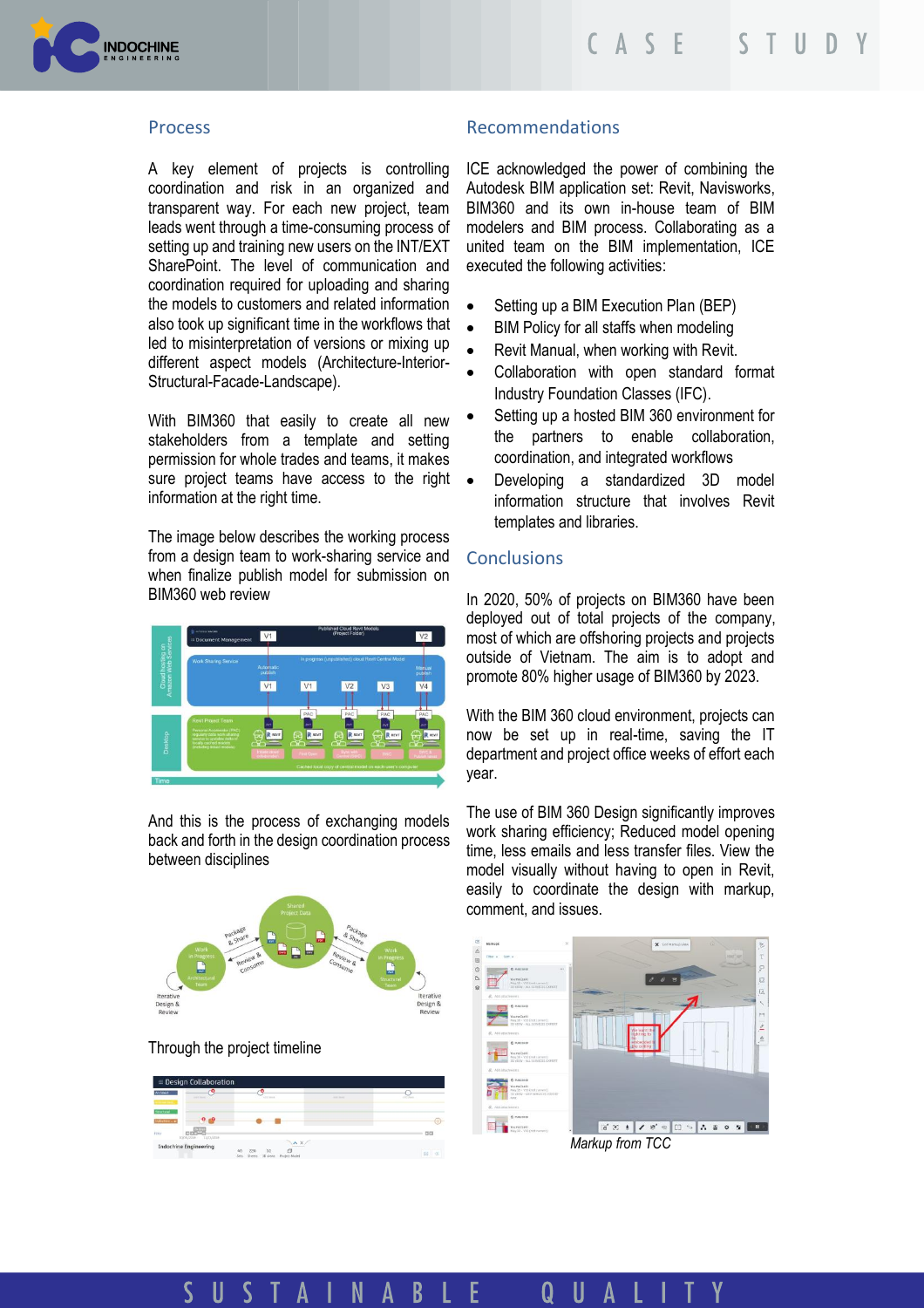## Process

A key element of projects is controlling coordination and risk in an organized and transparent way. For each new project, team leads went through a time-consuming process of setting up and training new users on the INT/EXT SharePoint. The level of communication and coordination required for uploading and sharing the models to customers and related information also took up significant time in the workflows that led to misinterpretation of versions or mixing up different aspect models (Architecture-Interior-Structural-Facade-Landscape).

With BIM360 that easily to create all new stakeholders from a template and setting permission for whole trades and teams, it makes sure project teams have access to the right information at the right time.

The image below describes the working process from a design team to work-sharing service and when finalize publish model for submission on BIM360 web review

And this is the process of exchanging models back and forth in the design coordination process between disciplines

Through the project timeline

## Recommendations

ICE acknowledged the power of combining the Autodesk BIM application set: Revit, Navisworks, BIM360 and its own in-house team of BIM modelers and BIM process. Collaborating as a united team on the BIM implementation, ICE executed the following activities:

- Setting up a BIM Execution Plan (BEP)
- BIM Policy for all staffs when modeling
- Revit Manual, when working with Revit.
- Collaboration with open standard format Industry Foundation Classes (IFC).
- Setting up a hosted BIM 360 environment for the partners to enable collaboration, coordination, and integrated workflows
- Developing a standardized 3D model information structure that involves Revit templates and libraries.

## Conclusions

In 2020, 50% of projects on BIM360 have been deployed out of total projects of the company, most of which are offshoring projects and projects outside of Vietnam. The aim is to adopt and promote 80% higher usage of BIM360 by 2023.

With the BIM 360 cloud environment, projects can now be set up in real-time, saving the IT department and project office weeks of effort each year.

The use of BIM 360 Design significantly improves work sharing efficiency; Reduced model opening time, less emails and less transfer files. View the model visually without having to open in Revit, easily to coordinate the design with markup, comment, and issues.

*Markup from TCC*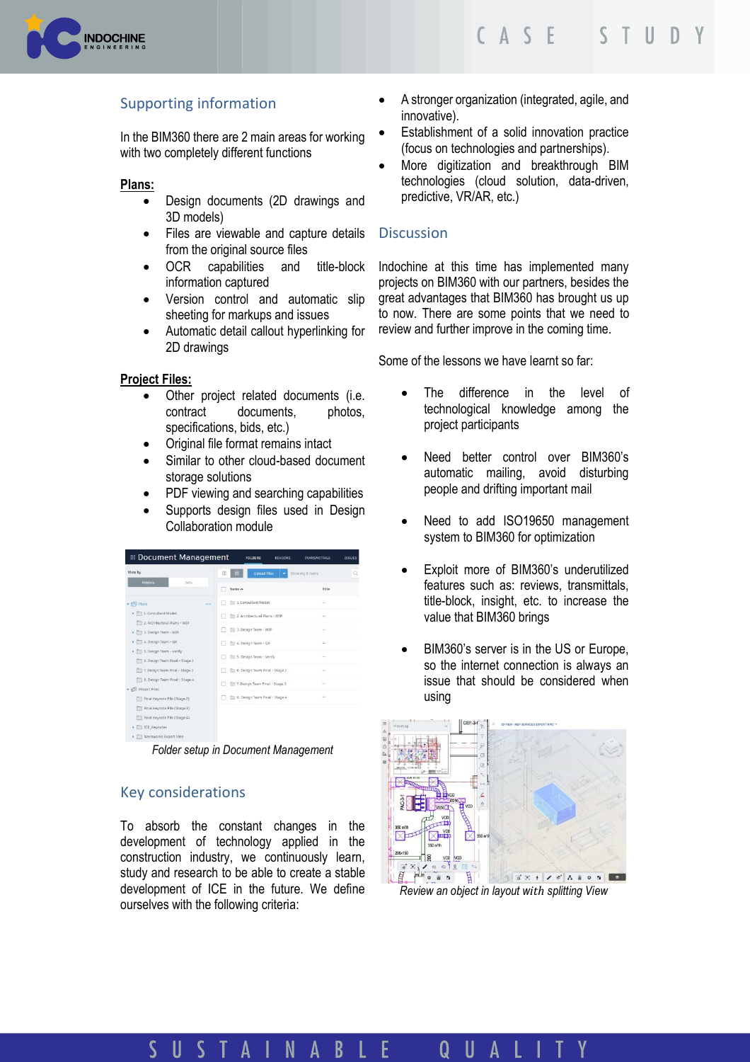## Supporting information

In the BIM360 there are 2 main areas for working with two completely different functions

**Plans:**

- Design documents (2D drawings and 3D models)
- Files are viewable and capture details from the original source files
- OCR capabilities and title-block information captured
- Version control and automatic slip sheeting for markups and issues
- Automatic detail callout hyperlinking for 2D drawings

**Project Files:**

- Other project related documents (i.e. contract documents, photos, specifications, bids, etc.)
- Original file format remains intact
- Similar to other cloud-based document storage solutions
- PDF viewing and searching capabilities
- Supports design files used in Design Collaboration module

*Folder setup in Document Management*

## Key considerations

To absorb the constant changes in the development of technology applied in the construction industry, we continuously learn, study and research to be able to create a stable development of ICE in the future. We define ourselves with the following criteria:

- A stronger organization (integrated, agile, and innovative).
- Establishment of a solid innovation practice (focus on technologies and partnerships).
- More digitization and breakthrough BIM technologies (cloud solution, data-driven, predictive, VR/AR, etc.)

## Discussion

Indochine at this time has implemented many projects on BIM360 with our partners, besides the great advantages that BIM360 has brought us up to now. There are some points that we need to review and further improve in the coming time.

Some of the lessons we have learnt so far:

- The difference in the level of technological knowledge among the project participants
- Need better control over BIM360's automatic mailing, avoid disturbing people and drifting important mail
- Need to add ISO19650 management system to BIM360 for optimization
- Exploit more of BIM360's underutilized features such as: reviews, transmittals, title-block, insight, etc. to increase the value that BIM360 brings
- BIM360's server is in the US or Europe, so the internet connection is always an issue that should be considered when using

*Review an object in layout with splitting View*